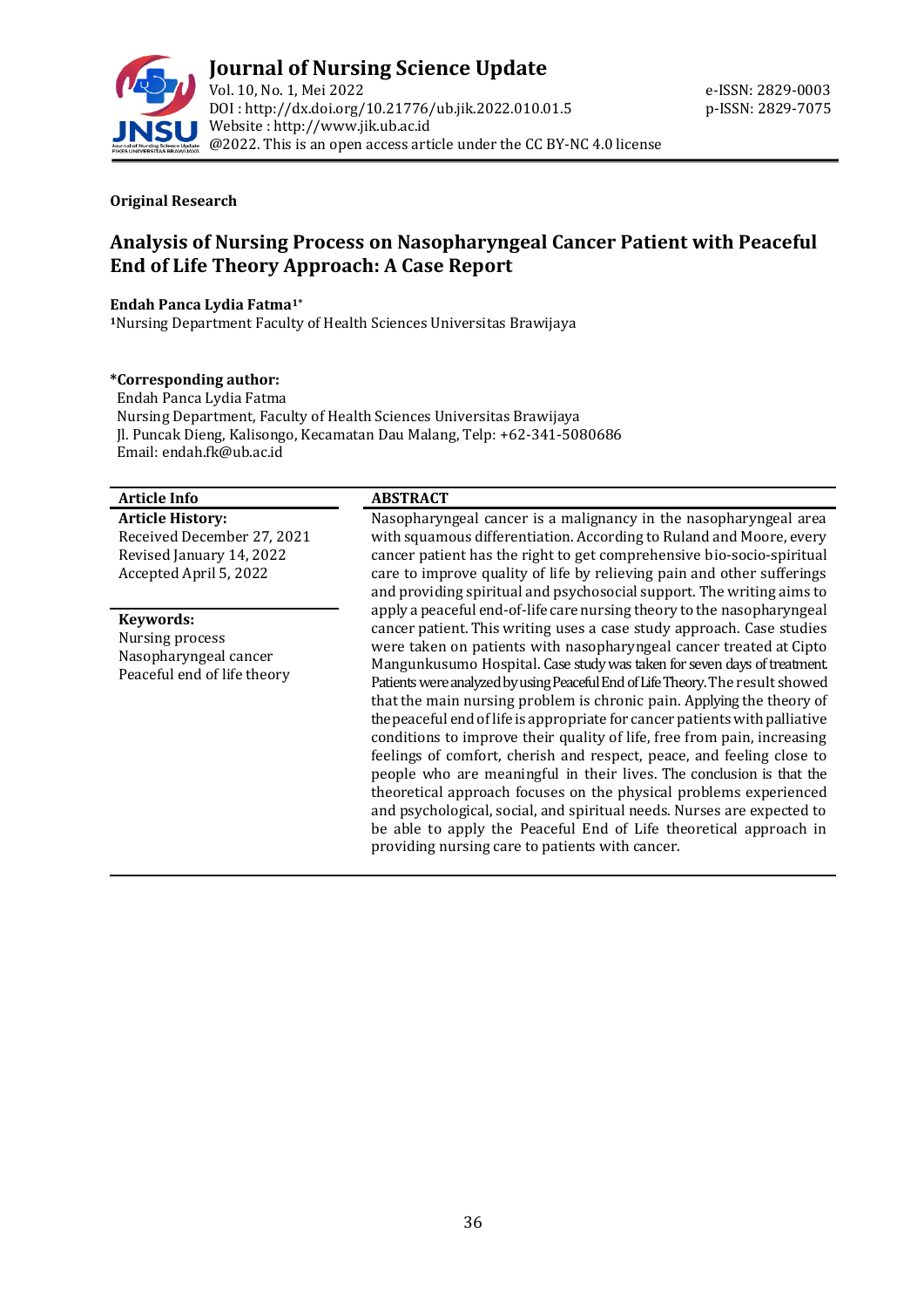**Original Research**

# Analysis of Nursing Process on Nasopharyngeal Cancer Patient with Peaceful End of Life Theory Approach: A Case Report

**Endah Panca Lydia Fatma[1*]**

[1]Nursing Department Faculty of Health Sciences Universitas Brawijaya

**\*Corresponding author:**
Endah Panca Lydia Fatma
Nursing Department, Faculty of Health Sciences Universitas Brawijaya
Jl. Puncak Dieng, Kalisongo, Kecamatan Dau Malang, Telp: +62-341-5080686
Email: endah.fk@ub.ac.id

**Article Info**

**Article History:**
Received December 27, 2021
Revised January 14, 2022
Accepted April 5, 2022

**Keywords:**
Nursing process
Nasopharyngeal cancer
Peaceful end of life theory

**ABSTRACT**

Nasopharyngeal cancer is a malignancy in the nasopharyngeal area with squamous differentiation. According to Ruland and Moore, every cancer patient has the right to get comprehensive bio-socio-spiritual care to improve quality of life by relieving pain and other sufferings and providing spiritual and psychosocial support. The writing aims to apply a peaceful end-of-life care nursing theory to the nasopharyngeal cancer patient. This writing uses a case study approach. Case studies were taken on patients with nasopharyngeal cancer treated at Cipto Mangunkusumo Hospital. Case study was taken for seven days of treatment. Patients were analyzed by using Peaceful End of Life Theory. The result showed that the main nursing problem is chronic pain. Applying the theory of the peaceful end of life is appropriate for cancer patients with palliative conditions to improve their quality of life, free from pain, increasing feelings of comfort, cherish and respect, peace, and feeling close to people who are meaningful in their lives. The conclusion is that the theoretical approach focuses on the physical problems experienced and psychological, social, and spiritual needs. Nurses are expected to be able to apply the Peaceful End of Life theoretical approach in providing nursing care to patients with cancer.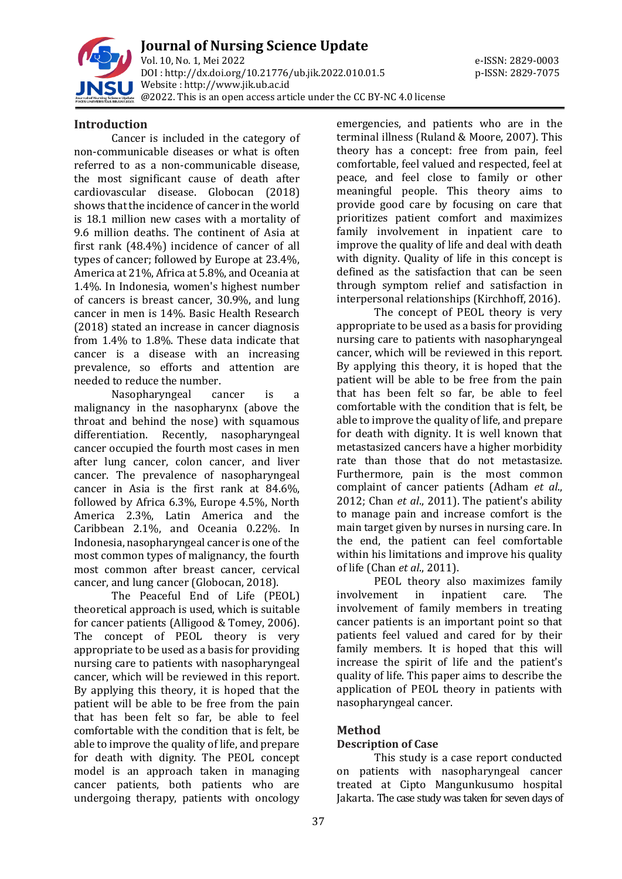## Introduction

Cancer is included in the category of non-communicable diseases or what is often referred to as a non-communicable disease, the most significant cause of death after cardiovascular disease. Globocan (2018) shows that the incidence of cancer in the world is 18.1 million new cases with a mortality of 9.6 million deaths. The continent of Asia at first rank (48.4%) incidence of cancer of all types of cancer; followed by Europe at 23.4%, America at 21%, Africa at 5.8%, and Oceania at 1.4%. In Indonesia, women's highest number of cancers is breast cancer, 30.9%, and lung cancer in men is 14%. Basic Health Research (2018) stated an increase in cancer diagnosis from 1.4% to 1.8%. These data indicate that cancer is a disease with an increasing prevalence, so efforts and attention are needed to reduce the number.

Nasopharyngeal cancer is a malignancy in the nasopharynx (above the throat and behind the nose) with squamous differentiation. Recently, nasopharyngeal cancer occupied the fourth most cases in men after lung cancer, colon cancer, and liver cancer. The prevalence of nasopharyngeal cancer in Asia is the first rank at 84.6%, followed by Africa 6.3%, Europe 4.5%, North America 2.3%, Latin America and the Caribbean 2.1%, and Oceania 0.22%. In Indonesia, nasopharyngeal cancer is one of the most common types of malignancy, the fourth most common after breast cancer, cervical cancer, and lung cancer (Globocan, 2018).

The Peaceful End of Life (PEOL) theoretical approach is used, which is suitable for cancer patients (Alligood & Tomey, 2006). The concept of PEOL theory is very appropriate to be used as a basis for providing nursing care to patients with nasopharyngeal cancer, which will be reviewed in this report. By applying this theory, it is hoped that the patient will be able to be free from the pain that has been felt so far, be able to feel comfortable with the condition that is felt, be able to improve the quality of life, and prepare for death with dignity. The PEOL concept model is an approach taken in managing cancer patients, both patients who are undergoing therapy, patients with oncology emergencies, and patients who are in the terminal illness (Ruland & Moore, 2007). This theory has a concept: free from pain, feel comfortable, feel valued and respected, feel at peace, and feel close to family or other meaningful people. This theory aims to provide good care by focusing on care that prioritizes patient comfort and maximizes family involvement in inpatient care to improve the quality of life and deal with death with dignity. Quality of life in this concept is defined as the satisfaction that can be seen through symptom relief and satisfaction in interpersonal relationships (Kirchhoff, 2016).

The concept of PEOL theory is very appropriate to be used as a basis for providing nursing care to patients with nasopharyngeal cancer, which will be reviewed in this report. By applying this theory, it is hoped that the patient will be able to be free from the pain that has been felt so far, be able to feel comfortable with the condition that is felt, be able to improve the quality of life, and prepare for death with dignity. It is well known that metastasized cancers have a higher morbidity rate than those that do not metastasize. Furthermore, pain is the most common complaint of cancer patients (Adham *et al.*, 2012; Chan *et al.*, 2011). The patient's ability to manage pain and increase comfort is the main target given by nurses in nursing care. In the end, the patient can feel comfortable within his limitations and improve his quality of life (Chan *et al.*, 2011).

PEOL theory also maximizes family involvement in inpatient care. The involvement of family members in treating cancer patients is an important point so that patients feel valued and cared for by their family members. It is hoped that this will increase the spirit of life and the patient's quality of life. This paper aims to describe the application of PEOL theory in patients with nasopharyngeal cancer.

## Method

### Description of Case

This study is a case report conducted on patients with nasopharyngeal cancer treated at Cipto Mangunkusumo hospital Jakarta. The case study was taken for seven days of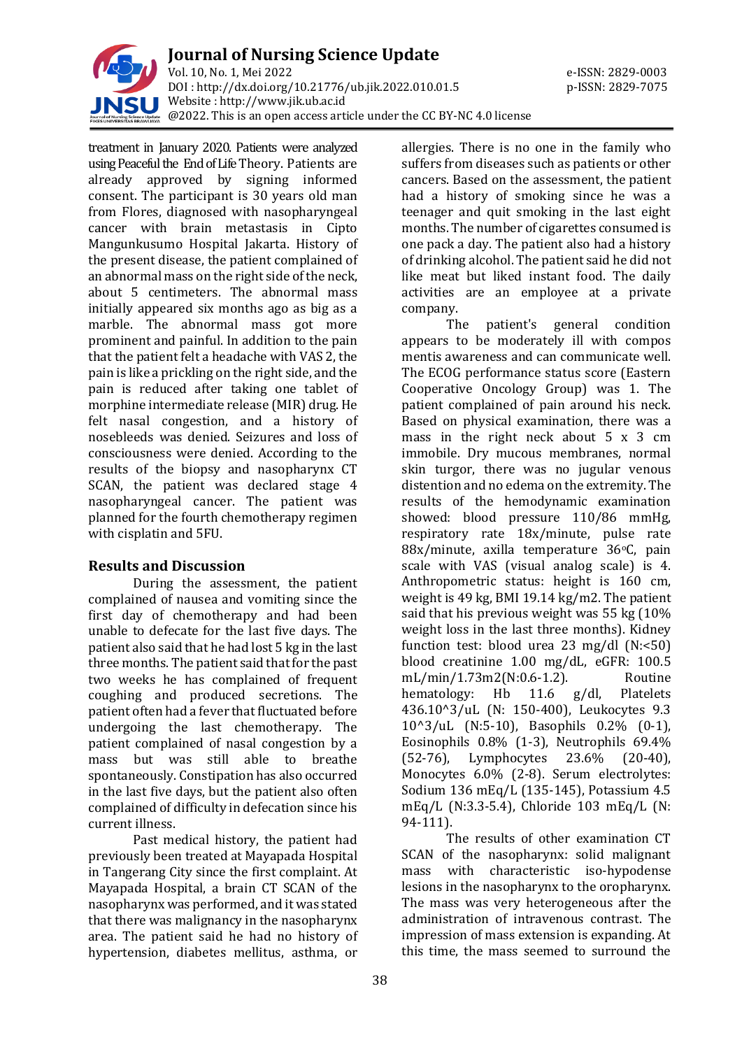treatment in January 2020. Patients were analyzed using Peaceful the End of Life Theory. Patients are already approved by signing informed consent. The participant is 30 years old man from Flores, diagnosed with nasopharyngeal cancer with brain metastasis in Cipto Mangunkusumo Hospital Jakarta. History of the present disease, the patient complained of an abnormal mass on the right side of the neck, about 5 centimeters. The abnormal mass initially appeared six months ago as big as a marble. The abnormal mass got more prominent and painful. In addition to the pain that the patient felt a headache with VAS 2, the pain is like a prickling on the right side, and the pain is reduced after taking one tablet of morphine intermediate release (MIR) drug. He felt nasal congestion, and a history of nosebleeds was denied. Seizures and loss of consciousness were denied. According to the results of the biopsy and nasopharynx CT SCAN, the patient was declared stage 4 nasopharyngeal cancer. The patient was planned for the fourth chemotherapy regimen with cisplatin and 5FU.

## Results and Discussion

During the assessment, the patient complained of nausea and vomiting since the first day of chemotherapy and had been unable to defecate for the last five days. The patient also said that he had lost 5 kg in the last three months. The patient said that for the past two weeks he has complained of frequent coughing and produced secretions. The patient often had a fever that fluctuated before undergoing the last chemotherapy. The patient complained of nasal congestion by a mass but was still able to breathe spontaneously. Constipation has also occurred in the last five days, but the patient also often complained of difficulty in defecation since his current illness.

Past medical history, the patient had previously been treated at Mayapada Hospital in Tangerang City since the first complaint. At Mayapada Hospital, a brain CT SCAN of the nasopharynx was performed, and it was stated that there was malignancy in the nasopharynx area. The patient said he had no history of hypertension, diabetes mellitus, asthma, or allergies. There is no one in the family who suffers from diseases such as patients or other cancers. Based on the assessment, the patient had a history of smoking since he was a teenager and quit smoking in the last eight months. The number of cigarettes consumed is one pack a day. The patient also had a history of drinking alcohol. The patient said he did not like meat but liked instant food. The daily activities are an employee at a private company.

The patient's general condition appears to be moderately ill with compos mentis awareness and can communicate well. The ECOG performance status score (Eastern Cooperative Oncology Group) was 1. The patient complained of pain around his neck. Based on physical examination, there was a mass in the right neck about 5 x 3 cm immobile. Dry mucous membranes, normal skin turgor, there was no jugular venous distention and no edema on the extremity. The results of the hemodynamic examination showed: blood pressure 110/86 mmHg, respiratory rate 18x/minute, pulse rate 88x/minute, axilla temperature 36°C, pain scale with VAS (visual analog scale) is 4. Anthropometric status: height is 160 cm, weight is 49 kg, BMI 19.14 kg/m2. The patient said that his previous weight was 55 kg (10% weight loss in the last three months). Kidney function test: blood urea 23 mg/dl (N:<50) blood creatinine 1.00 mg/dL, eGFR: 100.5 mL/min/1.73m2(N:0.6-1.2). Routine hematology: Hb 11.6 g/dl, Platelets 436.10^3/uL (N: 150-400), Leukocytes 9.3 10^3/uL (N:5-10), Basophils 0.2% (0-1), Eosinophils 0.8% (1-3), Neutrophils 69.4% (52-76), Lymphocytes 23.6% (20-40), Monocytes 6.0% (2-8). Serum electrolytes: Sodium 136 mEq/L (135-145), Potassium 4.5 mEq/L (N:3.3-5.4), Chloride 103 mEq/L (N: 94-111).

The results of other examination CT SCAN of the nasopharynx: solid malignant mass with characteristic iso-hypodense lesions in the nasopharynx to the oropharynx. The mass was very heterogeneous after the administration of intravenous contrast. The impression of mass extension is expanding. At this time, the mass seemed to surround the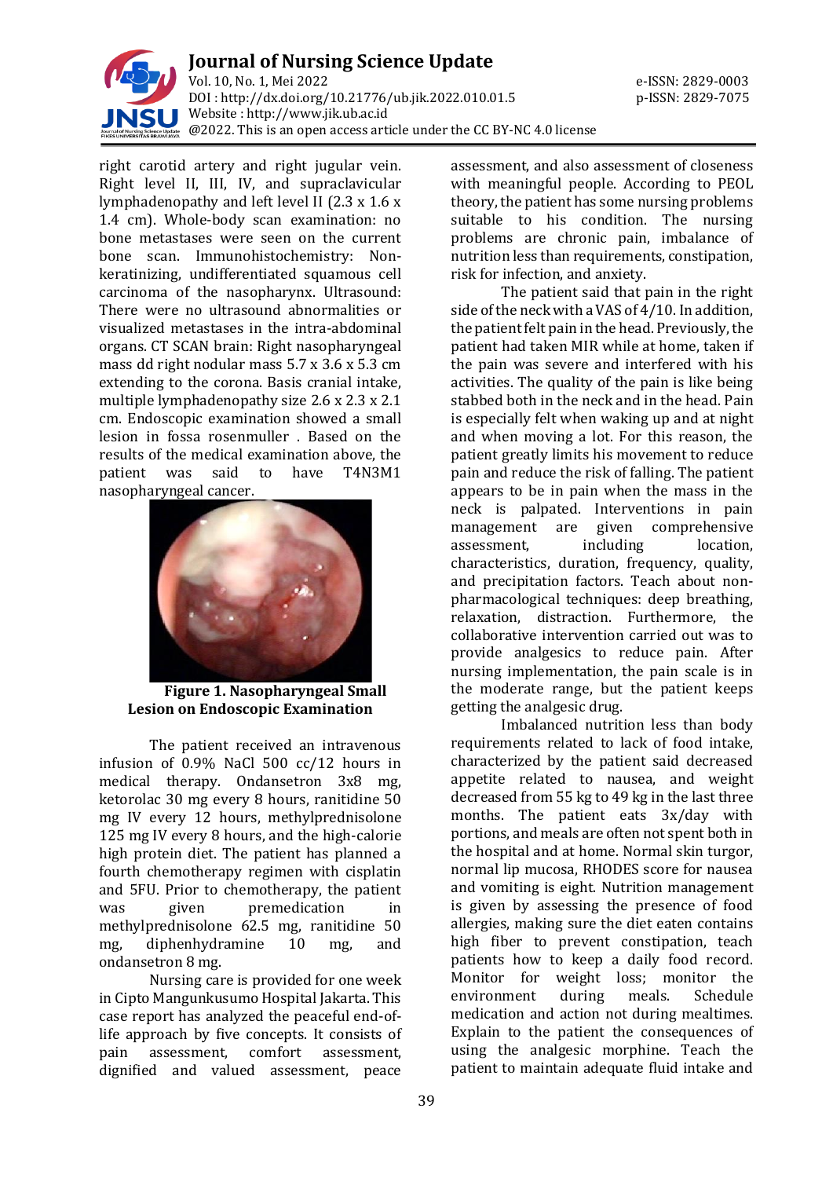right carotid artery and right jugular vein. Right level II, III, IV, and supraclavicular lymphadenopathy and left level II (2.3 x 1.6 x 1.4 cm). Whole-body scan examination: no bone metastases were seen on the current bone scan. Immunohistochemistry: Non-keratinizing, undifferentiated squamous cell carcinoma of the nasopharynx. Ultrasound: There were no ultrasound abnormalities or visualized metastases in the intra-abdominal organs. CT SCAN brain: Right nasopharyngeal mass dd right nodular mass 5.7 x 3.6 x 5.3 cm extending to the corona. Basis cranial intake, multiple lymphadenopathy size 2.6 x 2.3 x 2.1 cm. Endoscopic examination showed a small lesion in fossa rosenmuller . Based on the results of the medical examination above, the patient was said to have T4N3M1 nasopharyngeal cancer.

**Figure 1. Nasopharyngeal Small Lesion on Endoscopic Examination**

The patient received an intravenous infusion of 0.9% NaCl 500 cc/12 hours in medical therapy. Ondansetron 3x8 mg, ketorolac 30 mg every 8 hours, ranitidine 50 mg IV every 12 hours, methylprednisolone 125 mg IV every 8 hours, and the high-calorie high protein diet. The patient has planned a fourth chemotherapy regimen with cisplatin and 5FU. Prior to chemotherapy, the patient was given premedication in methylprednisolone 62.5 mg, ranitidine 50 mg, diphenhydramine 10 mg, and ondansetron 8 mg.

Nursing care is provided for one week in Cipto Mangunkusumo Hospital Jakarta. This case report has analyzed the peaceful end-of-life approach by five concepts. It consists of pain assessment, comfort assessment, dignified and valued assessment, peace assessment, and also assessment of closeness with meaningful people. According to PEOL theory, the patient has some nursing problems suitable to his condition. The nursing problems are chronic pain, imbalance of nutrition less than requirements, constipation, risk for infection, and anxiety.

The patient said that pain in the right side of the neck with a VAS of 4/10. In addition, the patient felt pain in the head. Previously, the patient had taken MIR while at home, taken if the pain was severe and interfered with his activities. The quality of the pain is like being stabbed both in the neck and in the head. Pain is especially felt when waking up and at night and when moving a lot. For this reason, the patient greatly limits his movement to reduce pain and reduce the risk of falling. The patient appears to be in pain when the mass in the neck is palpated. Interventions in pain management are given comprehensive assessment, including location, characteristics, duration, frequency, quality, and precipitation factors. Teach about non-pharmacological techniques: deep breathing, relaxation, distraction. Furthermore, the collaborative intervention carried out was to provide analgesics to reduce pain. After nursing implementation, the pain scale is in the moderate range, but the patient keeps getting the analgesic drug.

Imbalanced nutrition less than body requirements related to lack of food intake, characterized by the patient said decreased appetite related to nausea, and weight decreased from 55 kg to 49 kg in the last three months. The patient eats 3x/day with portions, and meals are often not spent both in the hospital and at home. Normal skin turgor, normal lip mucosa, RHODES score for nausea and vomiting is eight. Nutrition management is given by assessing the presence of food allergies, making sure the diet eaten contains high fiber to prevent constipation, teach patients how to keep a daily food record. Monitor for weight loss; monitor the environment during meals. Schedule medication and action not during mealtimes. Explain to the patient the consequences of using the analgesic morphine. Teach the patient to maintain adequate fluid intake and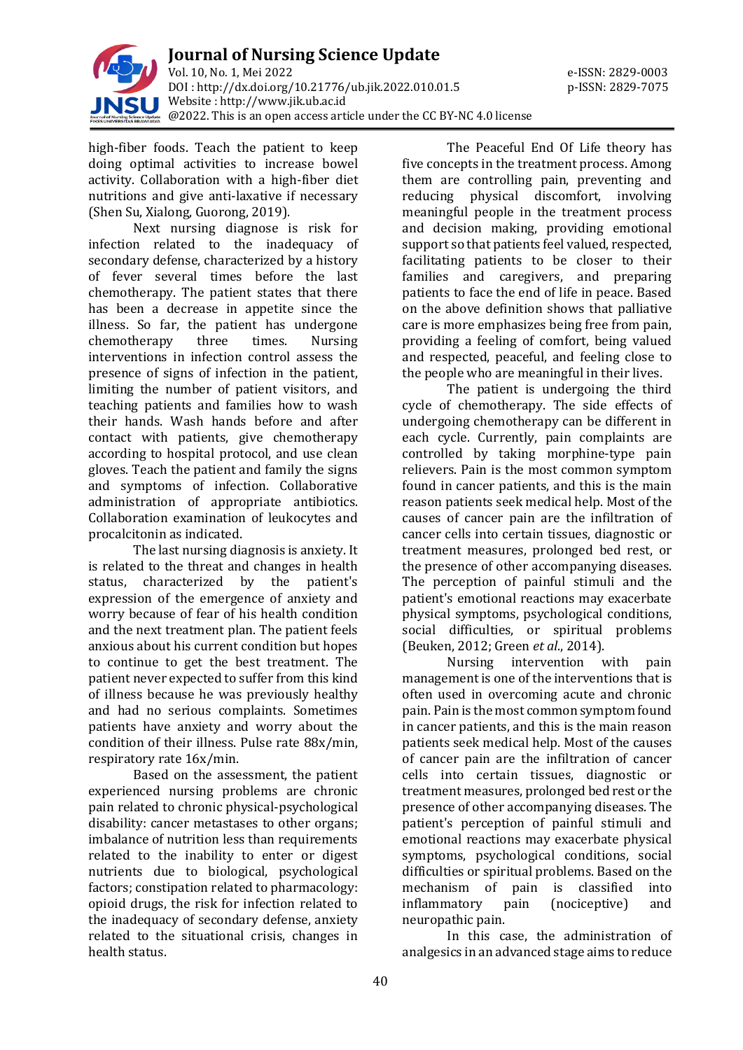high-fiber foods. Teach the patient to keep doing optimal activities to increase bowel activity. Collaboration with a high-fiber diet nutritions and give anti-laxative if necessary (Shen Su, Xialong, Guorong, 2019).

Next nursing diagnose is risk for infection related to the inadequacy of secondary defense, characterized by a history of fever several times before the last chemotherapy. The patient states that there has been a decrease in appetite since the illness. So far, the patient has undergone chemotherapy three times. Nursing interventions in infection control assess the presence of signs of infection in the patient, limiting the number of patient visitors, and teaching patients and families how to wash their hands. Wash hands before and after contact with patients, give chemotherapy according to hospital protocol, and use clean gloves. Teach the patient and family the signs and symptoms of infection. Collaborative administration of appropriate antibiotics. Collaboration examination of leukocytes and procalcitonin as indicated.

The last nursing diagnosis is anxiety. It is related to the threat and changes in health status, characterized by the patient's expression of the emergence of anxiety and worry because of fear of his health condition and the next treatment plan. The patient feels anxious about his current condition but hopes to continue to get the best treatment. The patient never expected to suffer from this kind of illness because he was previously healthy and had no serious complaints. Sometimes patients have anxiety and worry about the condition of their illness. Pulse rate 88x/min, respiratory rate 16x/min.

Based on the assessment, the patient experienced nursing problems are chronic pain related to chronic physical-psychological disability: cancer metastases to other organs; imbalance of nutrition less than requirements related to the inability to enter or digest nutrients due to biological, psychological factors; constipation related to pharmacology: opioid drugs, the risk for infection related to the inadequacy of secondary defense, anxiety related to the situational crisis, changes in health status.

The Peaceful End Of Life theory has five concepts in the treatment process. Among them are controlling pain, preventing and reducing physical discomfort, involving meaningful people in the treatment process and decision making, providing emotional support so that patients feel valued, respected, facilitating patients to be closer to their families and caregivers, and preparing patients to face the end of life in peace. Based on the above definition shows that palliative care is more emphasizes being free from pain, providing a feeling of comfort, being valued and respected, peaceful, and feeling close to the people who are meaningful in their lives.

The patient is undergoing the third cycle of chemotherapy. The side effects of undergoing chemotherapy can be different in each cycle. Currently, pain complaints are controlled by taking morphine-type pain relievers. Pain is the most common symptom found in cancer patients, and this is the main reason patients seek medical help. Most of the causes of cancer pain are the infiltration of cancer cells into certain tissues, diagnostic or treatment measures, prolonged bed rest, or the presence of other accompanying diseases. The perception of painful stimuli and the patient's emotional reactions may exacerbate physical symptoms, psychological conditions, social difficulties, or spiritual problems (Beuken, 2012; Green *et al*., 2014).

Nursing intervention with pain management is one of the interventions that is often used in overcoming acute and chronic pain. Pain is the most common symptom found in cancer patients, and this is the main reason patients seek medical help. Most of the causes of cancer pain are the infiltration of cancer cells into certain tissues, diagnostic or treatment measures, prolonged bed rest or the presence of other accompanying diseases. The patient's perception of painful stimuli and emotional reactions may exacerbate physical symptoms, psychological conditions, social difficulties or spiritual problems. Based on the mechanism of pain is classified into inflammatory pain (nociceptive) and neuropathic pain.

In this case, the administration of analgesics in an advanced stage aims to reduce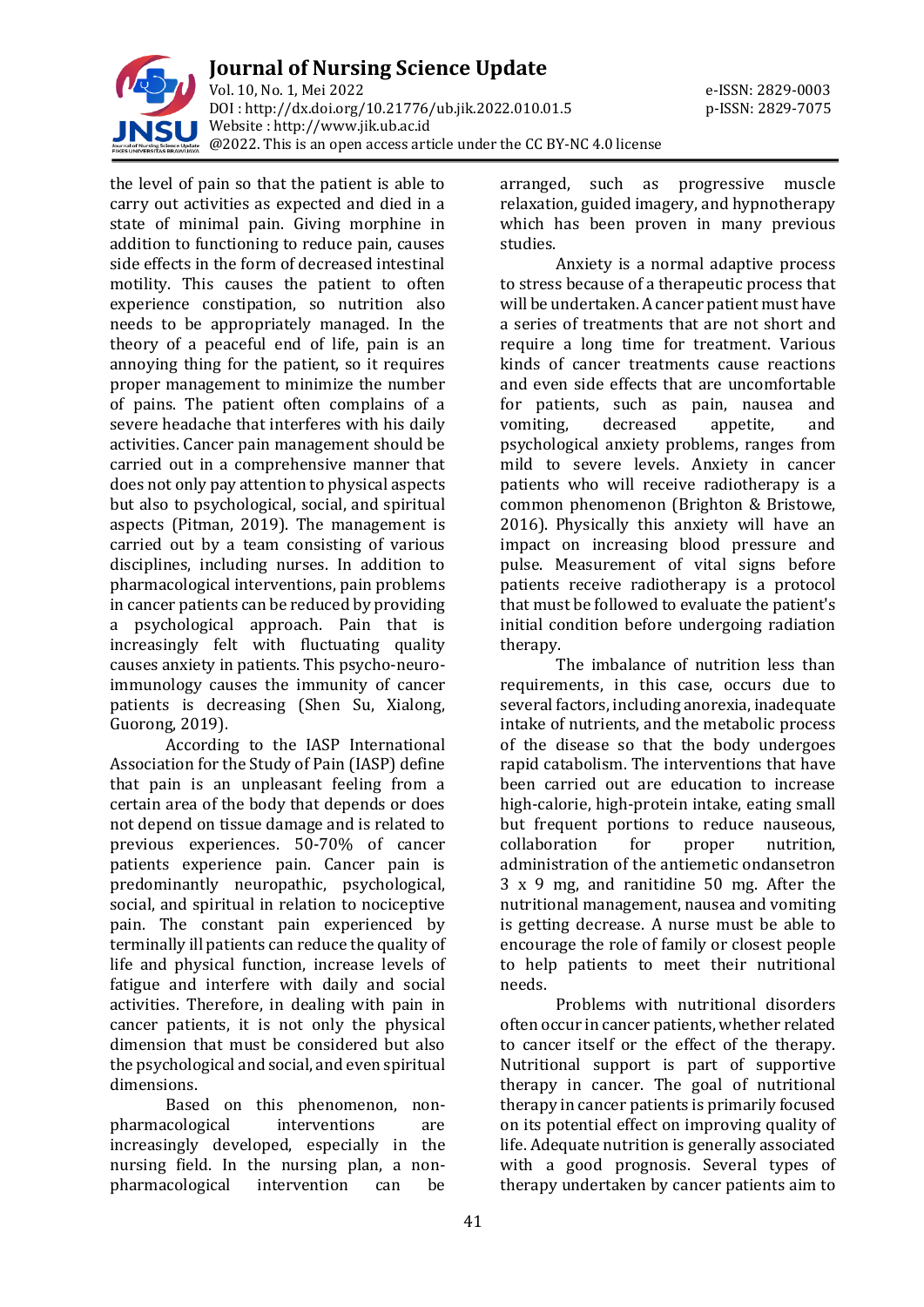the level of pain so that the patient is able to carry out activities as expected and died in a state of minimal pain. Giving morphine in addition to functioning to reduce pain, causes side effects in the form of decreased intestinal motility. This causes the patient to often experience constipation, so nutrition also needs to be appropriately managed. In the theory of a peaceful end of life, pain is an annoying thing for the patient, so it requires proper management to minimize the number of pains. The patient often complains of a severe headache that interferes with his daily activities. Cancer pain management should be carried out in a comprehensive manner that does not only pay attention to physical aspects but also to psychological, social, and spiritual aspects (Pitman, 2019). The management is carried out by a team consisting of various disciplines, including nurses. In addition to pharmacological interventions, pain problems in cancer patients can be reduced by providing a psychological approach. Pain that is increasingly felt with fluctuating quality causes anxiety in patients. This psycho-neuro-immunology causes the immunity of cancer patients is decreasing (Shen Su, Xialong, Guorong, 2019).

According to the IASP International Association for the Study of Pain (IASP) define that pain is an unpleasant feeling from a certain area of the body that depends or does not depend on tissue damage and is related to previous experiences. 50-70% of cancer patients experience pain. Cancer pain is predominantly neuropathic, psychological, social, and spiritual in relation to nociceptive pain. The constant pain experienced by terminally ill patients can reduce the quality of life and physical function, increase levels of fatigue and interfere with daily and social activities. Therefore, in dealing with pain in cancer patients, it is not only the physical dimension that must be considered but also the psychological and social, and even spiritual dimensions.

Based on this phenomenon, non-pharmacological interventions are increasingly developed, especially in the nursing field. In the nursing plan, a non-pharmacological intervention can be arranged, such as progressive muscle relaxation, guided imagery, and hypnotherapy which has been proven in many previous studies.

Anxiety is a normal adaptive process to stress because of a therapeutic process that will be undertaken. A cancer patient must have a series of treatments that are not short and require a long time for treatment. Various kinds of cancer treatments cause reactions and even side effects that are uncomfortable for patients, such as pain, nausea and vomiting, decreased appetite, and psychological anxiety problems, ranges from mild to severe levels. Anxiety in cancer patients who will receive radiotherapy is a common phenomenon (Brighton & Bristowe, 2016). Physically this anxiety will have an impact on increasing blood pressure and pulse. Measurement of vital signs before patients receive radiotherapy is a protocol that must be followed to evaluate the patient's initial condition before undergoing radiation therapy.

The imbalance of nutrition less than requirements, in this case, occurs due to several factors, including anorexia, inadequate intake of nutrients, and the metabolic process of the disease so that the body undergoes rapid catabolism. The interventions that have been carried out are education to increase high-calorie, high-protein intake, eating small but frequent portions to reduce nauseous, collaboration for proper nutrition, administration of the antiemetic ondansetron 3 x 9 mg, and ranitidine 50 mg. After the nutritional management, nausea and vomiting is getting decrease. A nurse must be able to encourage the role of family or closest people to help patients to meet their nutritional needs.

Problems with nutritional disorders often occur in cancer patients, whether related to cancer itself or the effect of the therapy. Nutritional support is part of supportive therapy in cancer. The goal of nutritional therapy in cancer patients is primarily focused on its potential effect on improving quality of life. Adequate nutrition is generally associated with a good prognosis. Several types of therapy undertaken by cancer patients aim to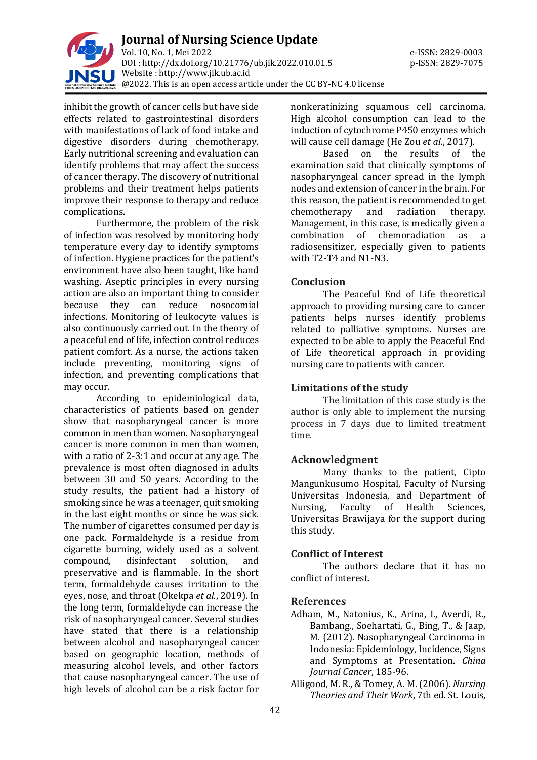inhibit the growth of cancer cells but have side effects related to gastrointestinal disorders with manifestations of lack of food intake and digestive disorders during chemotherapy. Early nutritional screening and evaluation can identify problems that may affect the success of cancer therapy. The discovery of nutritional problems and their treatment helps patients improve their response to therapy and reduce complications.

Furthermore, the problem of the risk of infection was resolved by monitoring body temperature every day to identify symptoms of infection. Hygiene practices for the patient's environment have also been taught, like hand washing. Aseptic principles in every nursing action are also an important thing to consider because they can reduce nosocomial infections. Monitoring of leukocyte values is also continuously carried out. In the theory of a peaceful end of life, infection control reduces patient comfort. As a nurse, the actions taken include preventing, monitoring signs of infection, and preventing complications that may occur.

According to epidemiological data, characteristics of patients based on gender show that nasopharyngeal cancer is more common in men than women. Nasopharyngeal cancer is more common in men than women, with a ratio of 2-3:1 and occur at any age. The prevalence is most often diagnosed in adults between 30 and 50 years. According to the study results, the patient had a history of smoking since he was a teenager, quit smoking in the last eight months or since he was sick. The number of cigarettes consumed per day is one pack. Formaldehyde is a residue from cigarette burning, widely used as a solvent compound, disinfectant solution, and preservative and is flammable. In the short term, formaldehyde causes irritation to the eyes, nose, and throat (Okekpa *et al.*, 2019). In the long term, formaldehyde can increase the risk of nasopharyngeal cancer. Several studies have stated that there is a relationship between alcohol and nasopharyngeal cancer based on geographic location, methods of measuring alcohol levels, and other factors that cause nasopharyngeal cancer. The use of high levels of alcohol can be a risk factor for nonkeratinizing squamous cell carcinoma. High alcohol consumption can lead to the induction of cytochrome P450 enzymes which will cause cell damage (He Zou *et al.*, 2017).

Based on the results of the examination said that clinically symptoms of nasopharyngeal cancer spread in the lymph nodes and extension of cancer in the brain. For this reason, the patient is recommended to get chemotherapy and radiation therapy. Management, in this case, is medically given a combination of chemoradiation as a radiosensitizer, especially given to patients with T2-T4 and N1-N3.

## Conclusion

The Peaceful End of Life theoretical approach to providing nursing care to cancer patients helps nurses identify problems related to palliative symptoms. Nurses are expected to be able to apply the Peaceful End of Life theoretical approach in providing nursing care to patients with cancer.

## Limitations of the study

The limitation of this case study is the author is only able to implement the nursing process in 7 days due to limited treatment time.

## Acknowledgment

Many thanks to the patient, Cipto Mangunkusumo Hospital, Faculty of Nursing Universitas Indonesia, and Department of Nursing, Faculty of Health Sciences, Universitas Brawijaya for the support during this study.

## Conflict of Interest

The authors declare that it has no conflict of interest.

## References

Adham, M., Natonius, K., Arina, I., Averdi, R., Bambang., Soehartati, G., Bing, T., & Jaap, M. (2012). Nasopharyngeal Carcinoma in Indonesia: Epidemiology, Incidence, Signs and Symptoms at Presentation. *China Journal Cancer*, 185-96.

Alligood, M. R., & Tomey, A. M. (2006). *Nursing Theories and Their Work*, 7th ed. St. Louis,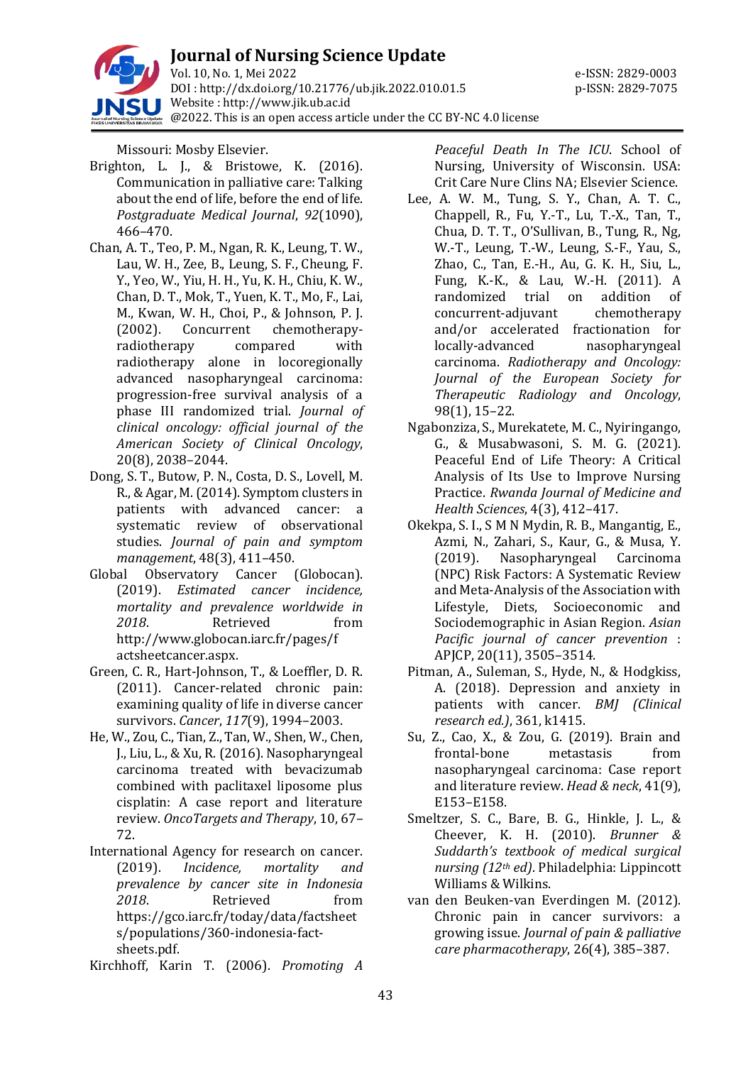Missouri: Mosby Elsevier.

Brighton, L. J., & Bristowe, K. (2016). Communication in palliative care: Talking about the end of life, before the end of life. *Postgraduate Medical Journal*, *92*(1090), 466–470.

Chan, A. T., Teo, P. M., Ngan, R. K., Leung, T. W., Lau, W. H., Zee, B., Leung, S. F., Cheung, F. Y., Yeo, W., Yiu, H. H., Yu, K. H., Chiu, K. W., Chan, D. T., Mok, T., Yuen, K. T., Mo, F., Lai, M., Kwan, W. H., Choi, P., & Johnson, P. J. (2002). Concurrent chemotherapy-radiotherapy compared with radiotherapy alone in locoregionally advanced nasopharyngeal carcinoma: progression-free survival analysis of a phase III randomized trial. *Journal of clinical oncology: official journal of the American Society of Clinical Oncology*, 20(8), 2038–2044.

Dong, S. T., Butow, P. N., Costa, D. S., Lovell, M. R., & Agar, M. (2014). Symptom clusters in patients with advanced cancer: a systematic review of observational studies. *Journal of pain and symptom management*, 48(3), 411–450.

Global Observatory Cancer (Globocan). (2019). *Estimated cancer incidence, mortality and prevalence worldwide in 2018*. Retrieved from http://www.globocan.iarc.fr/pages/factsheetcancer.aspx.

Green, C. R., Hart-Johnson, T., & Loeffler, D. R. (2011). Cancer-related chronic pain: examining quality of life in diverse cancer survivors. *Cancer*, *117*(9), 1994–2003.

He, W., Zou, C., Tian, Z., Tan, W., Shen, W., Chen, J., Liu, L., & Xu, R. (2016). Nasopharyngeal carcinoma treated with bevacizumab combined with paclitaxel liposome plus cisplatin: A case report and literature review. *OncoTargets and Therapy*, 10, 67–72.

International Agency for research on cancer. (2019). *Incidence, mortality and prevalence by cancer site in Indonesia 2018*. Retrieved from https://gco.iarc.fr/today/data/factsheets/populations/360-indonesia-fact-sheets.pdf.

Kirchhoff, Karin T. (2006). *Promoting A Peaceful Death In The ICU*. School of Nursing, University of Wisconsin. USA: Crit Care Nure Clins NA; Elsevier Science.

Lee, A. W. M., Tung, S. Y., Chan, A. T. C., Chappell, R., Fu, Y.-T., Lu, T.-X., Tan, T., Chua, D. T. T., O'Sullivan, B., Tung, R., Ng, W.-T., Leung, T.-W., Leung, S.-F., Yau, S., Zhao, C., Tan, E.-H., Au, G. K. H., Siu, L., Fung, K.-K., & Lau, W.-H. (2011). A randomized trial on addition of concurrent-adjuvant chemotherapy and/or accelerated fractionation for locally-advanced nasopharyngeal carcinoma. *Radiotherapy and Oncology: Journal of the European Society for Therapeutic Radiology and Oncology*, 98(1), 15–22.

Ngabonziza, S., Murekatete, M. C., Nyiringango, G., & Musabwasoni, S. M. G. (2021). Peaceful End of Life Theory: A Critical Analysis of Its Use to Improve Nursing Practice. *Rwanda Journal of Medicine and Health Sciences*, 4(3), 412–417.

Okekpa, S. I., S M N Mydin, R. B., Mangantig, E., Azmi, N., Zahari, S., Kaur, G., & Musa, Y. (2019). Nasopharyngeal Carcinoma (NPC) Risk Factors: A Systematic Review and Meta-Analysis of the Association with Lifestyle, Diets, Socioeconomic and Sociodemographic in Asian Region. *Asian Pacific journal of cancer prevention* : APJCP, 20(11), 3505–3514.

Pitman, A., Suleman, S., Hyde, N., & Hodgkiss, A. (2018). Depression and anxiety in patients with cancer. *BMJ (Clinical research ed.)*, 361, k1415.

Su, Z., Cao, X., & Zou, G. (2019). Brain and frontal-bone metastasis from nasopharyngeal carcinoma: Case report and literature review. *Head & neck*, 41(9), E153–E158.

Smeltzer, S. C., Bare, B. G., Hinkle, J. L., & Cheever, K. H. (2010). *Brunner & Suddarth's textbook of medical surgical nursing (12th ed)*. Philadelphia: Lippincott Williams & Wilkins.

van den Beuken-van Everdingen M. (2012). Chronic pain in cancer survivors: a growing issue. *Journal of pain & palliative care pharmacotherapy*, 26(4), 385–387.